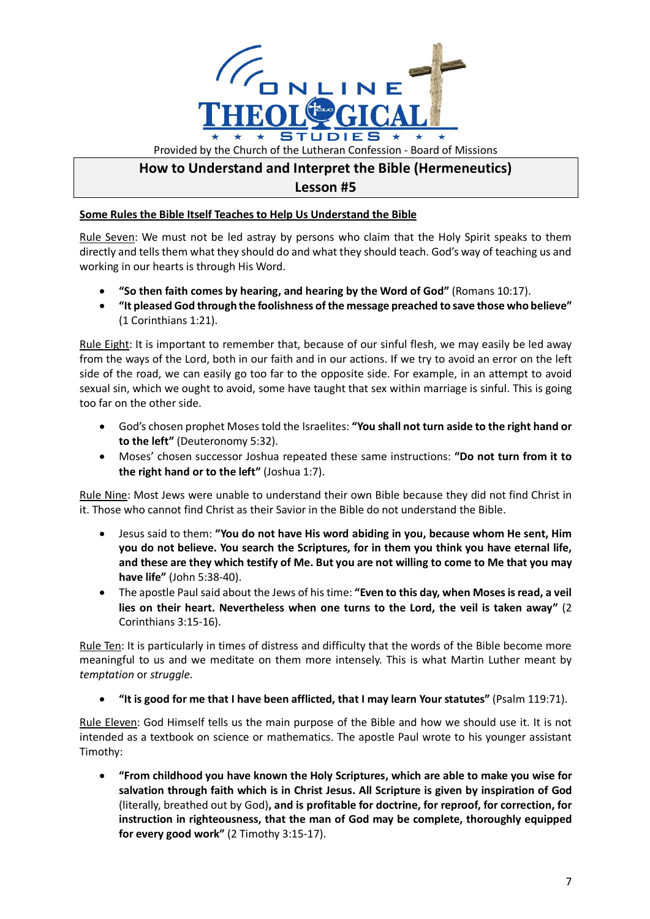Provided by the Church of the Lutheran Confession - Board of Missions

# How to Understand and Interpret the Bible (Hermeneutics)
## Lesson #5

**Some Rules the Bible Itself Teaches to Help Us Understand the Bible**

Rule Seven: We must not be led astray by persons who claim that the Holy Spirit speaks to them directly and tells them what they should do and what they should teach. God's way of teaching us and working in our hearts is through His Word.

- **"So then faith comes by hearing, and hearing by the Word of God"** (Romans 10:17).
- **"It pleased God through the foolishness of the message preached to save those who believe"** (1 Corinthians 1:21).

Rule Eight: It is important to remember that, because of our sinful flesh, we may easily be led away from the ways of the Lord, both in our faith and in our actions. If we try to avoid an error on the left side of the road, we can easily go too far to the opposite side. For example, in an attempt to avoid sexual sin, which we ought to avoid, some have taught that sex within marriage is sinful. This is going too far on the other side.

- God's chosen prophet Moses told the Israelites: **"You shall not turn aside to the right hand or to the left"** (Deuteronomy 5:32).
- Moses' chosen successor Joshua repeated these same instructions: **"Do not turn from it to the right hand or to the left"** (Joshua 1:7).

Rule Nine: Most Jews were unable to understand their own Bible because they did not find Christ in it. Those who cannot find Christ as their Savior in the Bible do not understand the Bible.

- Jesus said to them: **"You do not have His word abiding in you, because whom He sent, Him you do not believe. You search the Scriptures, for in them you think you have eternal life, and these are they which testify of Me. But you are not willing to come to Me that you may have life"** (John 5:38-40).
- The apostle Paul said about the Jews of his time: **"Even to this day, when Moses is read, a veil lies on their heart. Nevertheless when one turns to the Lord, the veil is taken away"** (2 Corinthians 3:15-16).

Rule Ten: It is particularly in times of distress and difficulty that the words of the Bible become more meaningful to us and we meditate on them more intensely. This is what Martin Luther meant by *temptation* or *struggle*.

- **"It is good for me that I have been afflicted, that I may learn Your statutes"** (Psalm 119:71).

Rule Eleven: God Himself tells us the main purpose of the Bible and how we should use it. It is not intended as a textbook on science or mathematics. The apostle Paul wrote to his younger assistant Timothy:

- **"From childhood you have known the Holy Scriptures, which are able to make you wise for salvation through faith which is in Christ Jesus. All Scripture is given by inspiration of God** (literally, breathed out by God)**, and is profitable for doctrine, for reproof, for correction, for instruction in righteousness, that the man of God may be complete, thoroughly equipped for every good work"** (2 Timothy 3:15-17).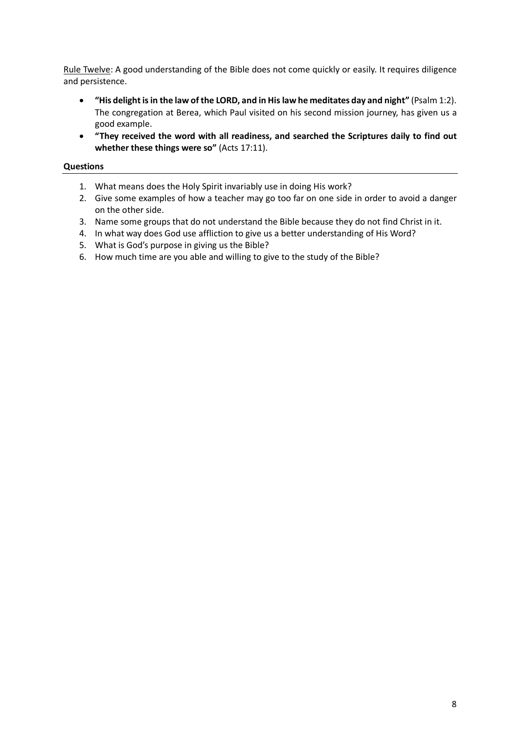Rule Twelve: A good understanding of the Bible does not come quickly or easily. It requires diligence and persistence.

- **"His delight is in the law of the LORD, and in His law he meditates day and night"** (Psalm 1:2). The congregation at Berea, which Paul visited on his second mission journey, has given us a good example.
- **"They received the word with all readiness, and searched the Scriptures daily to find out whether these things were so"** (Acts 17:11).

**Questions**

1. What means does the Holy Spirit invariably use in doing His work?
2. Give some examples of how a teacher may go too far on one side in order to avoid a danger on the other side.
3. Name some groups that do not understand the Bible because they do not find Christ in it.
4. In what way does God use affliction to give us a better understanding of His Word?
5. What is God's purpose in giving us the Bible?
6. How much time are you able and willing to give to the study of the Bible?